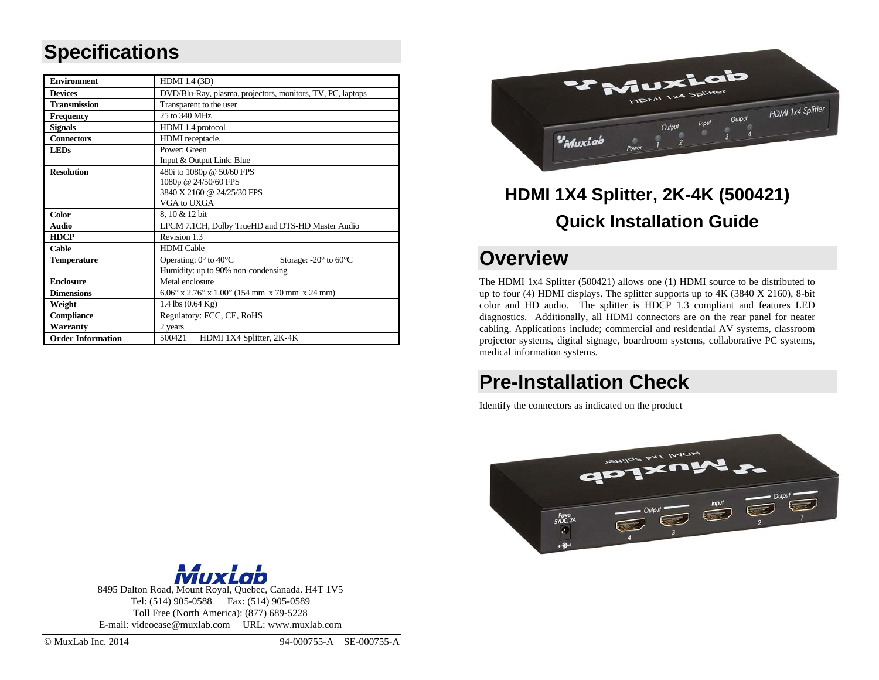# Specifications

| Environment | HDMI 1.4 (3D) |
|---|---|
| Devices | DVD/Blu-Ray, plasma, projectors, monitors, TV, PC, laptops |
| Transmission | Transparent to the user |
| Frequency | 25 to 340 MHz |
| Signals | HDMI 1.4 protocol |
| Connectors | HDMI receptacle. |
| LEDs | Power: Green<br>Input & Output Link: Blue |
| Resolution | 480i to 1080p @ 50/60 FPS<br>1080p @ 24/50/60 FPS<br>3840 X 2160 @ 24/25/30 FPS<br>VGA to UXGA |
| Color | 8, 10 & 12 bit |
| Audio | LPCM 7.1CH, Dolby TrueHD and DTS-HD Master Audio |
| HDCP | Revision 1.3 |
| Cable | HDMI Cable |
| Temperature | Operating: 0° to 40°C    Storage: -20° to 60°C<br>Humidity: up to 90% non-condensing |
| Enclosure | Metal enclosure |
| Dimensions | 6.06” x 2.76” x 1.00” (154 mm x 70 mm x 24 mm) |
| Weight | 1.4 lbs (0.64 Kg) |
| Compliance | Regulatory: FCC, CE, RoHS |
| Warranty | 2 years |
| Order Information | 500421    HDMI 1X4 Splitter, 2K-4K |

MuxLab
8495 Dalton Road, Mount Royal, Quebec, Canada. H4T 1V5
Tel: (514) 905-0588    Fax: (514) 905-0589
Toll Free (North America): (877) 689-5228
E-mail: videoease@muxlab.com    URL: www.muxlab.com

© MuxLab Inc. 2014    94-000755-A    SE-000755-A

# HDMI 1X4 Splitter, 2K-4K (500421)

# Quick Installation Guide

## Overview

The HDMI 1x4 Splitter (500421) allows one (1) HDMI source to be distributed to up to four (4) HDMI displays. The splitter supports up to 4K (3840 X 2160), 8-bit color and HD audio. The splitter is HDCP 1.3 compliant and features LED diagnostics. Additionally, all HDMI connectors are on the rear panel for neater cabling. Applications include; commercial and residential AV systems, classroom projector systems, digital signage, boardroom systems, collaborative PC systems, medical information systems.

## Pre-Installation Check

Identify the connectors as indicated on the product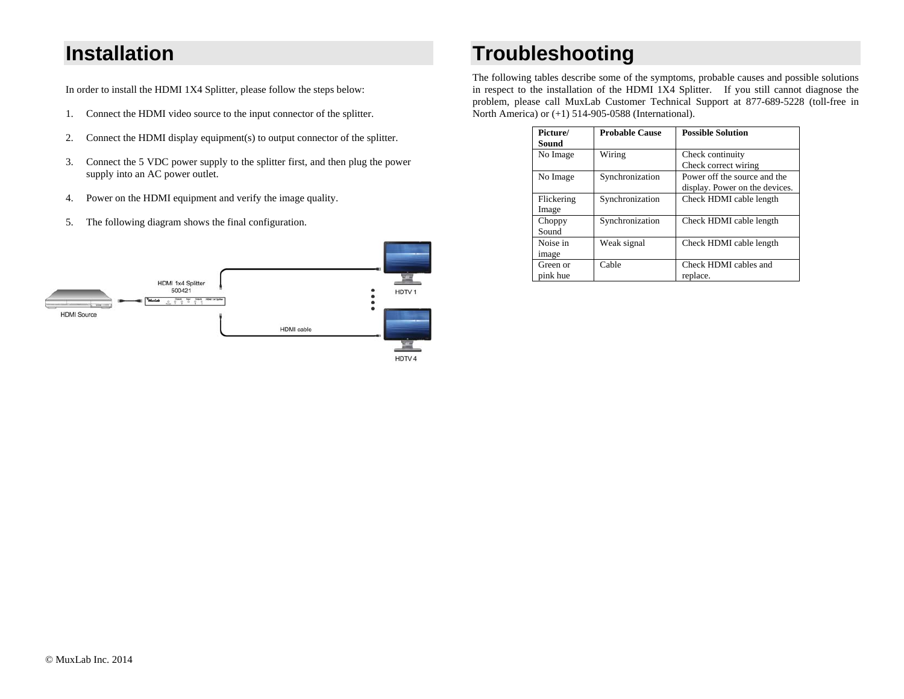# Installation

In order to install the HDMI 1X4 Splitter, please follow the steps below:

1. Connect the HDMI video source to the input connector of the splitter.
2. Connect the HDMI display equipment(s) to output connector of the splitter.
3. Connect the 5 VDC power supply to the splitter first, and then plug the power supply into an AC power outlet.
4. Power on the HDMI equipment and verify the image quality.
5. The following diagram shows the final configuration.

HDMI 1x4 Splitter
500421
HDMI Source
HDTV 1
HDMI cable
HDTV 4

# Troubleshooting

The following tables describe some of the symptoms, probable causes and possible solutions in respect to the installation of the HDMI 1X4 Splitter. If you still cannot diagnose the problem, please call MuxLab Customer Technical Support at 877-689-5228 (toll-free in North America) or (+1) 514-905-0588 (International).

| **Picture/ Sound** | **Probable Cause** | **Possible Solution** |
|---|---|---|
| No Image | Wiring | Check continuity<br>Check correct wiring |
| No Image | Synchronization | Power off the source and the display. Power on the devices. |
| Flickering Image | Synchronization | Check HDMI cable length |
| Choppy Sound | Synchronization | Check HDMI cable length |
| Noise in image | Weak signal | Check HDMI cable length |
| Green or pink hue | Cable | Check HDMI cables and replace. |

© MuxLab Inc. 2014